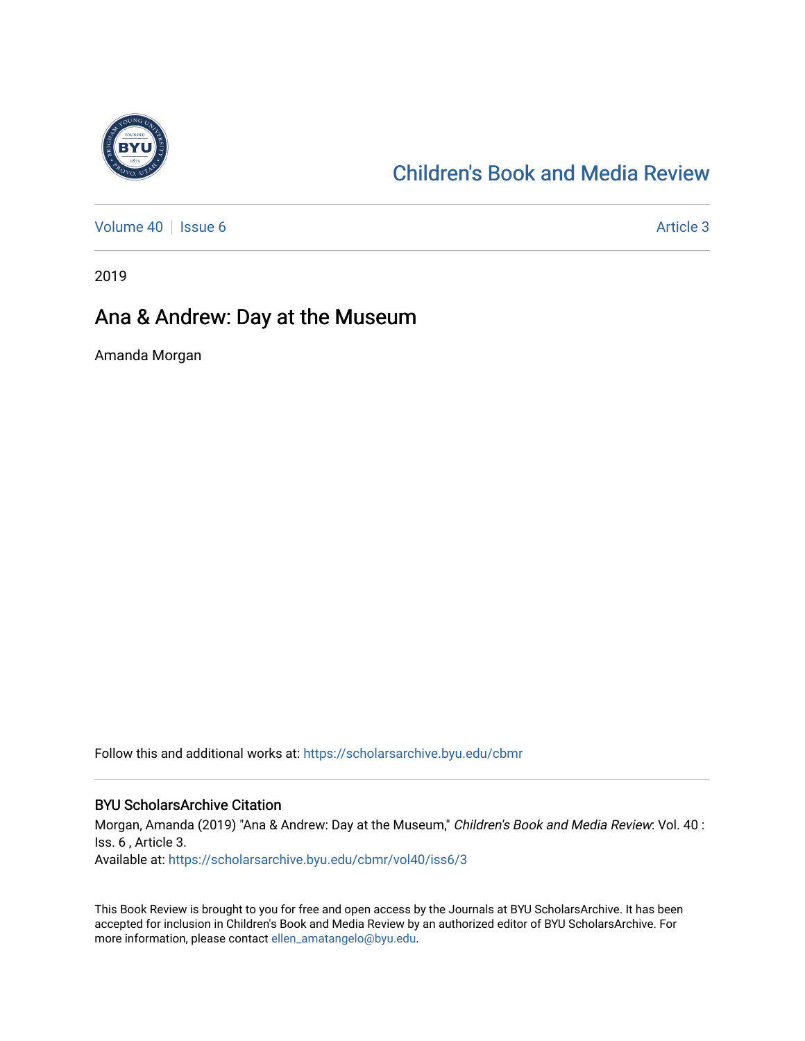# Children's Book and Media Review

Volume 40 | Issue 6 | Article 3

2019

## Ana & Andrew: Day at the Museum

Amanda Morgan

Follow this and additional works at: https://scholarsarchive.byu.edu/cbmr

### BYU ScholarsArchive Citation

Morgan, Amanda (2019) "Ana & Andrew: Day at the Museum," *Children's Book and Media Review*: Vol. 40 : Iss. 6 , Article 3.
Available at: https://scholarsarchive.byu.edu/cbmr/vol40/iss6/3

This Book Review is brought to you for free and open access by the Journals at BYU ScholarsArchive. It has been accepted for inclusion in Children's Book and Media Review by an authorized editor of BYU ScholarsArchive. For more information, please contact ellen_amatangelo@byu.edu.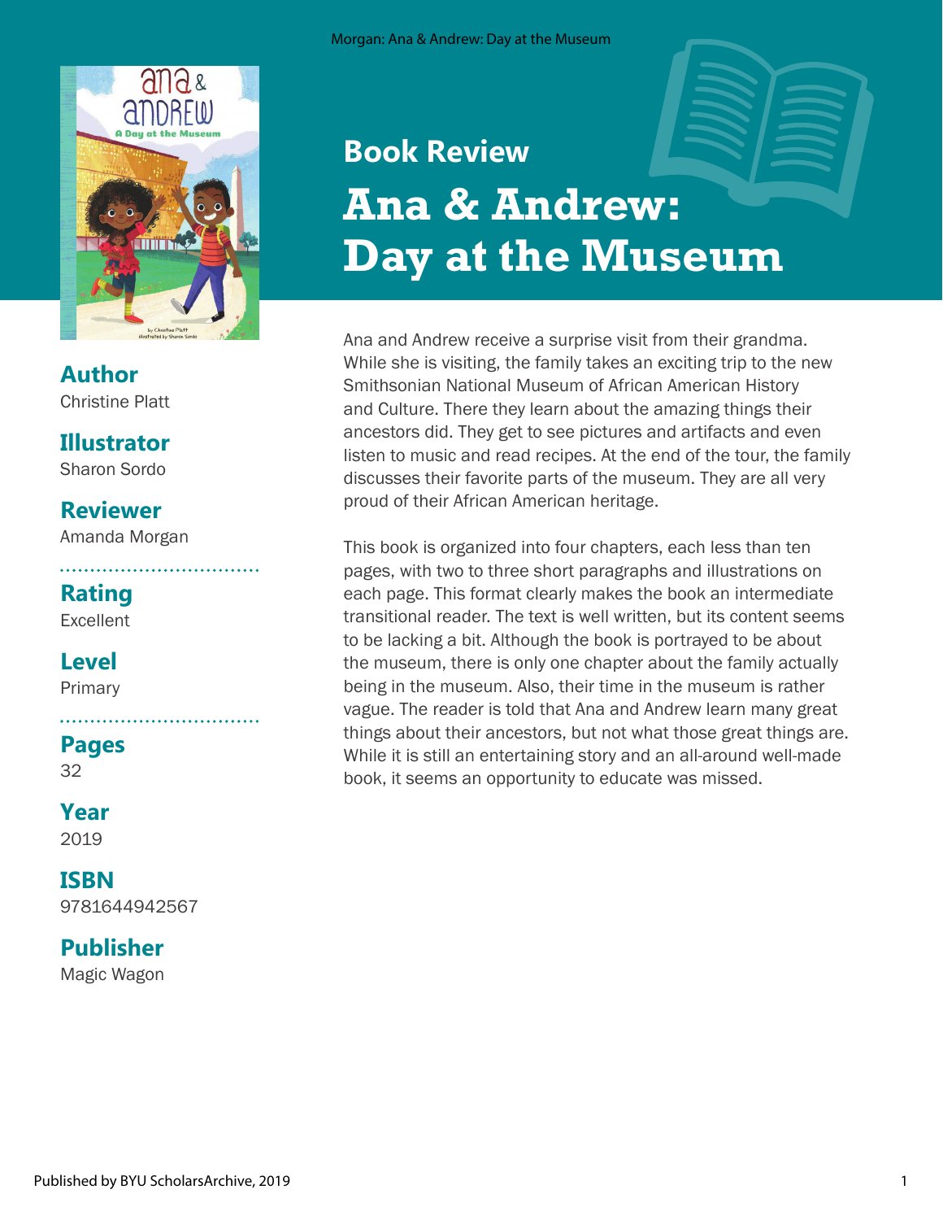## Book Review

# Ana & Andrew: Day at the Museum

**Author**
Christine Platt

**Illustrator**
Sharon Sordo

**Reviewer**
Amanda Morgan

**Rating**
Excellent

**Level**
Primary

**Pages**
32

**Year**
2019

**ISBN**
9781644942567

**Publisher**
Magic Wagon

Ana and Andrew receive a surprise visit from their grandma. While she is visiting, the family takes an exciting trip to the new Smithsonian National Museum of African American History and Culture. There they learn about the amazing things their ancestors did. They get to see pictures and artifacts and even listen to music and read recipes. At the end of the tour, the family discusses their favorite parts of the museum. They are all very proud of their African American heritage.

This book is organized into four chapters, each less than ten pages, with two to three short paragraphs and illustrations on each page. This format clearly makes the book an intermediate transitional reader. The text is well written, but its content seems to be lacking a bit. Although the book is portrayed to be about the museum, there is only one chapter about the family actually being in the museum. Also, their time in the museum is rather vague. The reader is told that Ana and Andrew learn many great things about their ancestors, but not what those great things are. While it is still an entertaining story and an all-around well-made book, it seems an opportunity to educate was missed.